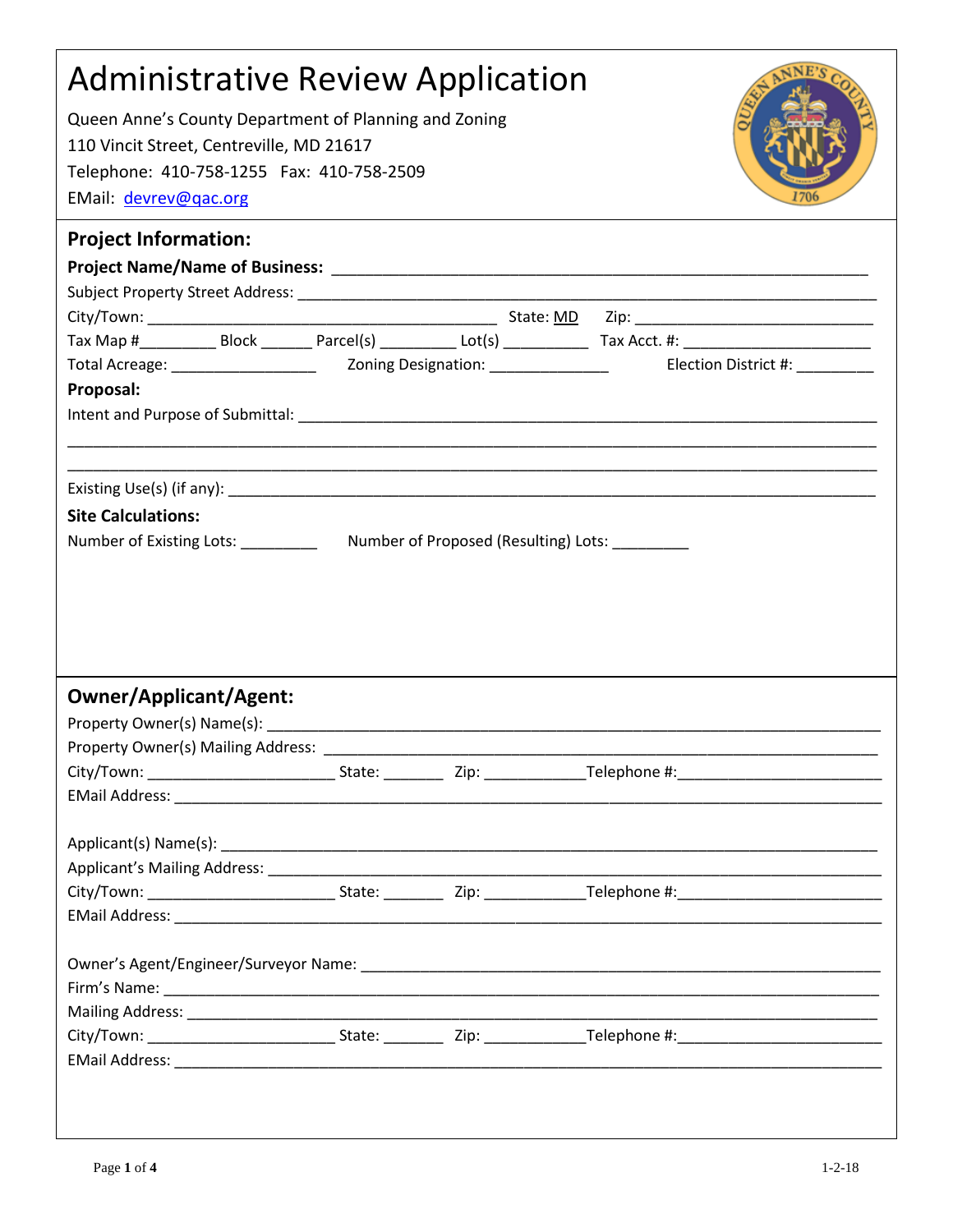# Administrative Review Application

Queen Anne's County Department of Planning and Zoning
110 Vincit Street, Centreville, MD 21617
Telephone: 410-758-1255 Fax: 410-758-2509
EMail: devrev@qac.org

## Project Information:

**Project Name/Name of Business:** ____________________________________________

Subject Property Street Address: ____________________________________________

City/Town: ______________________________ State: MD Zip: ____________________

Tax Map #_________ Block ______ Parcel(s) _________ Lot(s) __________ Tax Acct. #: ______________________

Total Acreage: _________________ Zoning Designation: ______________ Election District #: _________

**Proposal:**

Intent and Purpose of Submittal: ____________________________________________

____________________________________________________________________________

____________________________________________________________________________

Existing Use(s) (if any): ____________________________________________

**Site Calculations:**

Number of Existing Lots: _________ Number of Proposed (Resulting) Lots: _________

## Owner/Applicant/Agent:

Property Owner(s) Name(s): ____________________________________________

Property Owner(s) Mailing Address: ____________________________________________

City/Town: ______________________ State: _______ Zip: ____________Telephone #:________________________

EMail Address: ____________________________________________

Applicant(s) Name(s): ____________________________________________

Applicant's Mailing Address: ____________________________________________

City/Town: ______________________ State: _______ Zip: ____________Telephone #:________________________

EMail Address: ____________________________________________

Owner's Agent/Engineer/Surveyor Name: ____________________________________________

Firm's Name: ____________________________________________

Mailing Address: ____________________________________________

City/Town: ______________________ State: _______ Zip: ____________Telephone #:________________________

EMail Address: ____________________________________________

1-2-18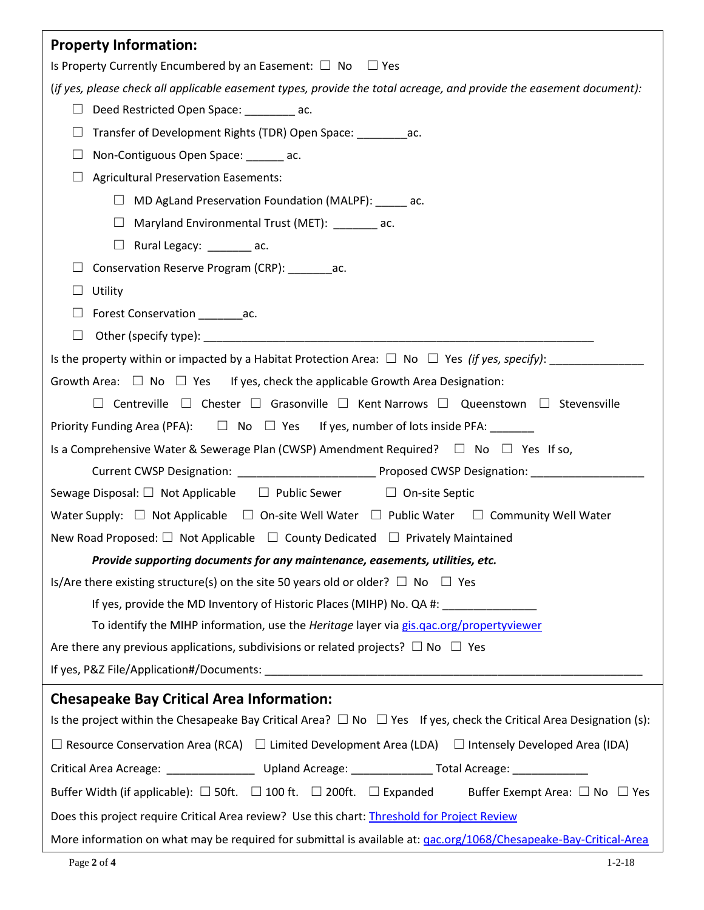## Property Information:

Is Property Currently Encumbered by an Easement: ☐ No ☐ Yes

(*if yes, please check all applicable easement types, provide the total acreage, and provide the easement document*):

- ☐ Deed Restricted Open Space: ________ ac.
- ☐ Transfer of Development Rights (TDR) Open Space: ________ac.
- ☐ Non-Contiguous Open Space: ______ ac.
- ☐ Agricultural Preservation Easements:
  - ☐ MD AgLand Preservation Foundation (MALPF): _____ ac.
  - ☐ Maryland Environmental Trust (MET): _______ ac.
  - ☐ Rural Legacy: _______ ac.
- ☐ Conservation Reserve Program (CRP): _______ac.
- ☐ Utility
- ☐ Forest Conservation _______ac.
- ☐ Other (specify type): ________________________________________________________________

Is the property within or impacted by a Habitat Protection Area: ☐ No ☐ Yes *(if yes, specify)*: _______________

Growth Area: ☐ No ☐ Yes If yes, check the applicable Growth Area Designation:

☐ Centreville ☐ Chester ☐ Grasonville ☐ Kent Narrows ☐ Queenstown ☐ Stevensville

Priority Funding Area (PFA): ☐ No ☐ Yes If yes, number of lots inside PFA: _______

Is a Comprehensive Water & Sewerage Plan (CWSP) Amendment Required? ☐ No ☐ Yes If so,

Current CWSP Designation: ______________________ Proposed CWSP Designation: __________________

Sewage Disposal: ☐ Not Applicable ☐ Public Sewer ☐ On-site Septic

Water Supply: ☐ Not Applicable ☐ On-site Well Water ☐ Public Water ☐ Community Well Water

New Road Proposed: ☐ Not Applicable ☐ County Dedicated ☐ Privately Maintained

***Provide supporting documents for any maintenance, easements, utilities, etc.***

Is/Are there existing structure(s) on the site 50 years old or older? ☐ No ☐ Yes

If yes, provide the MD Inventory of Historic Places (MIHP) No. QA #: ______________

To identify the MIHP information, use the *Heritage* layer via gis.qac.org/propertyviewer

Are there any previous applications, subdivisions or related projects? ☐ No ☐ Yes

If yes, P&Z File/Application#/Documents: _______________________________________________________________

## Chesapeake Bay Critical Area Information:

Is the project within the Chesapeake Bay Critical Area? ☐ No ☐ Yes If yes, check the Critical Area Designation (s):

☐ Resource Conservation Area (RCA) ☐ Limited Development Area (LDA) ☐ Intensely Developed Area (IDA)

Critical Area Acreage: ______________ Upland Acreage: _____________ Total Acreage: ____________

Buffer Width (if applicable): ☐ 50ft. ☐ 100 ft. ☐ 200ft. ☐ Expanded Buffer Exempt Area: ☐ No ☐ Yes

Does this project require Critical Area review? Use this chart: Threshold for Project Review

More information on what may be required for submittal is available at: qac.org/1068/Chesapeake-Bay-Critical-Area

1-2-18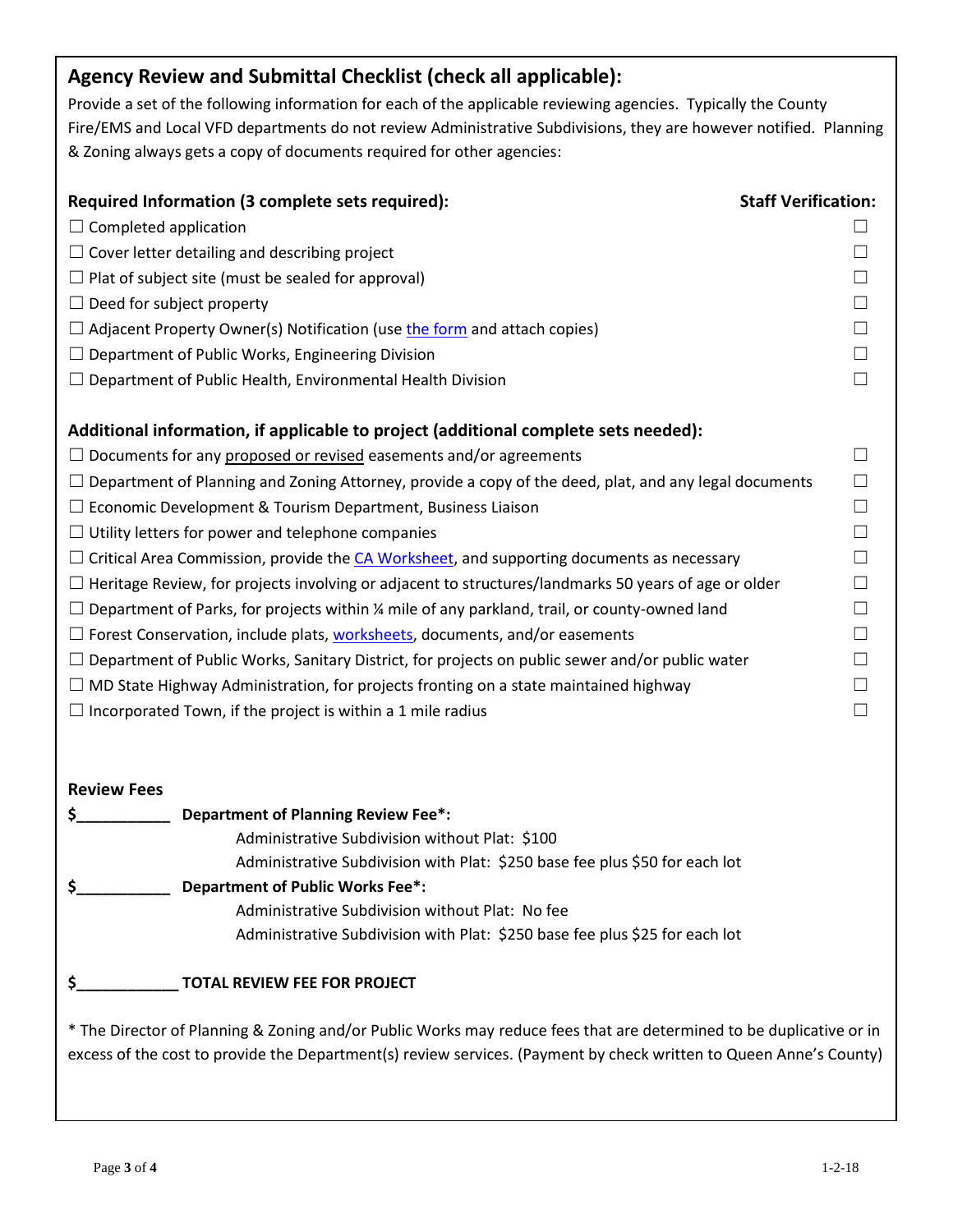## Agency Review and Submittal Checklist (check all applicable):

Provide a set of the following information for each of the applicable reviewing agencies. Typically the County Fire/EMS and Local VFD departments do not review Administrative Subdivisions, they are however notified. Planning & Zoning always gets a copy of documents required for other agencies:

| **Required Information (3 complete sets required):** | **Staff Verification:** |
| --- | --- |
| ☐ Completed application | ☐ |
| ☐ Cover letter detailing and describing project | ☐ |
| ☐ Plat of subject site (must be sealed for approval) | ☐ |
| ☐ Deed for subject property | ☐ |
| ☐ Adjacent Property Owner(s) Notification (use the form and attach copies) | ☐ |
| ☐ Department of Public Works, Engineering Division | ☐ |
| ☐ Department of Public Health, Environmental Health Division | ☐ |

| **Additional information, if applicable to project (additional complete sets needed):** | |
| --- | --- |
| ☐ Documents for any proposed or revised easements and/or agreements | ☐ |
| ☐ Department of Planning and Zoning Attorney, provide a copy of the deed, plat, and any legal documents | ☐ |
| ☐ Economic Development & Tourism Department, Business Liaison | ☐ |
| ☐ Utility letters for power and telephone companies | ☐ |
| ☐ Critical Area Commission, provide the CA Worksheet, and supporting documents as necessary | ☐ |
| ☐ Heritage Review, for projects involving or adjacent to structures/landmarks 50 years of age or older | ☐ |
| ☐ Department of Parks, for projects within ¼ mile of any parkland, trail, or county-owned land | ☐ |
| ☐ Forest Conservation, include plats, worksheets, documents, and/or easements | ☐ |
| ☐ Department of Public Works, Sanitary District, for projects on public sewer and/or public water | ☐ |
| ☐ MD State Highway Administration, for projects fronting on a state maintained highway | ☐ |
| ☐ Incorporated Town, if the project is within a 1 mile radius | ☐ |

**Review Fees**

**$___________ Department of Planning Review Fee*:**

Administrative Subdivision without Plat: $100

Administrative Subdivision with Plat: $250 base fee plus $50 for each lot

**$___________ Department of Public Works Fee*:**

Administrative Subdivision without Plat: No fee

Administrative Subdivision with Plat: $250 base fee plus $25 for each lot

**$____________ TOTAL REVIEW FEE FOR PROJECT**

* The Director of Planning & Zoning and/or Public Works may reduce fees that are determined to be duplicative or in excess of the cost to provide the Department(s) review services. (Payment by check written to Queen Anne's County)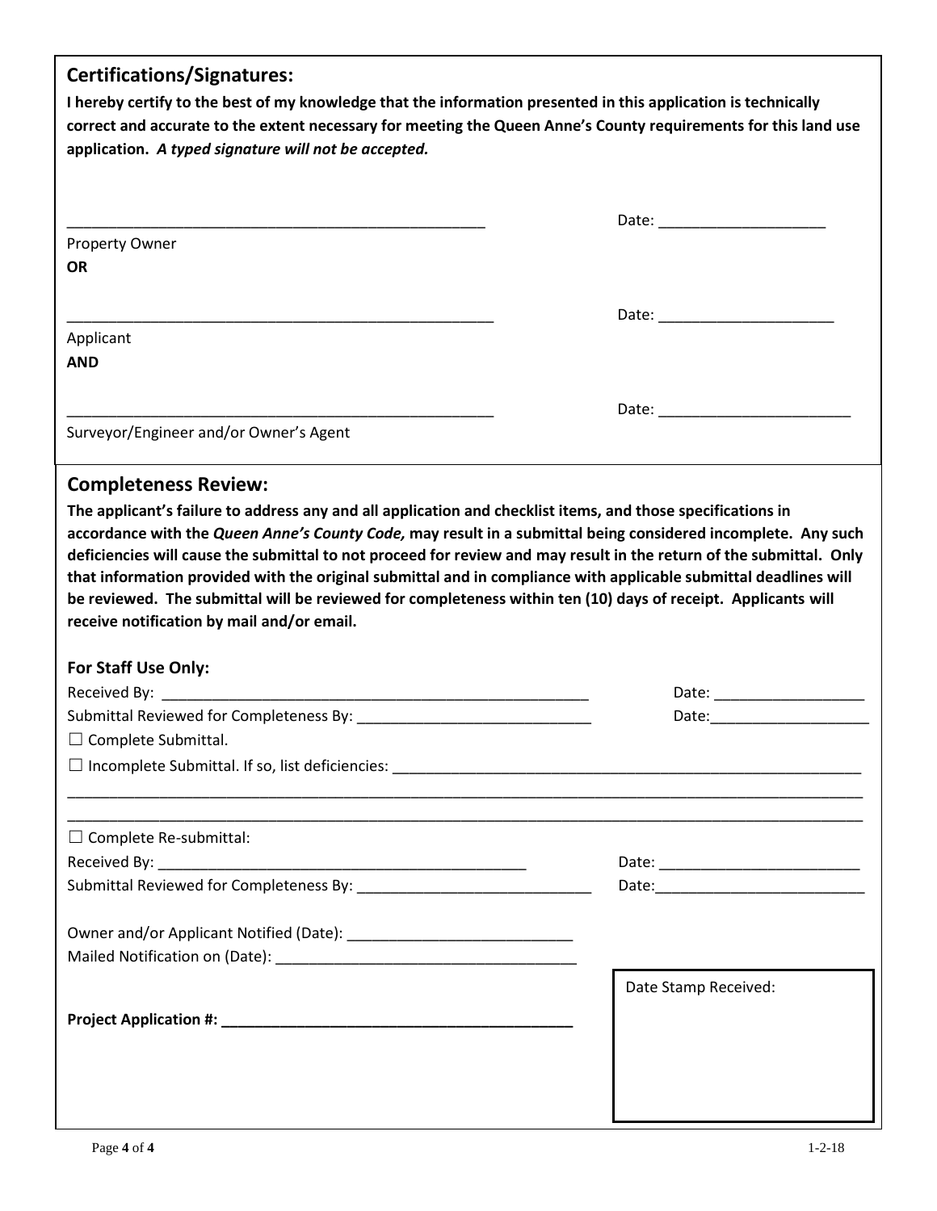## Certifications/Signatures:

**I hereby certify to the best of my knowledge that the information presented in this application is technically correct and accurate to the extent necessary for meeting the Queen Anne's County requirements for this land use application.** ***A typed signature will not be accepted.***

\_\_\_\_\_\_\_\_\_\_\_\_\_\_\_\_\_\_\_\_\_\_\_\_\_\_\_\_\_\_\_\_\_\_\_\_\_\_\_\_\_\_\_\_\_\_\_\_\_\_ Date: \_\_\_\_\_\_\_\_\_\_\_\_\_\_\_\_\_\_\_\_

Property Owner

**OR**

\_\_\_\_\_\_\_\_\_\_\_\_\_\_\_\_\_\_\_\_\_\_\_\_\_\_\_\_\_\_\_\_\_\_\_\_\_\_\_\_\_\_\_\_\_\_\_\_\_\_\_ Date: \_\_\_\_\_\_\_\_\_\_\_\_\_\_\_\_\_\_\_\_\_

Applicant

**AND**

\_\_\_\_\_\_\_\_\_\_\_\_\_\_\_\_\_\_\_\_\_\_\_\_\_\_\_\_\_\_\_\_\_\_\_\_\_\_\_\_\_\_\_\_\_\_\_\_\_\_\_ Date: \_\_\_\_\_\_\_\_\_\_\_\_\_\_\_\_\_\_\_\_\_\_\_

Surveyor/Engineer and/or Owner's Agent

## Completeness Review:

**The applicant's failure to address any and all application and checklist items, and those specifications in accordance with the *Queen Anne's County Code,* may result in a submittal being considered incomplete. Any such deficiencies will cause the submittal to not proceed for review and may result in the return of the submittal. Only that information provided with the original submittal and in compliance with applicable submittal deadlines will be reviewed. The submittal will be reviewed for completeness within ten (10) days of receipt. Applicants will receive notification by mail and/or email.**

### For Staff Use Only:

Received By: \_\_\_\_\_\_\_\_\_\_\_\_\_\_\_\_\_\_\_\_\_\_\_\_\_\_\_\_\_\_\_\_\_\_\_\_\_\_\_\_\_\_\_\_\_\_\_\_\_\_ Date: \_\_\_\_\_\_\_\_\_\_\_\_\_\_\_\_\_\_

Submittal Reviewed for Completeness By: \_\_\_\_\_\_\_\_\_\_\_\_\_\_\_\_\_\_\_\_\_\_\_\_\_\_\_\_ Date:\_\_\_\_\_\_\_\_\_\_\_\_\_\_\_\_\_\_\_

☐ Complete Submittal.

☐ Incomplete Submittal. If so, list deficiencies: \_\_\_\_\_\_\_\_\_\_\_\_\_\_\_\_\_\_\_\_\_\_\_\_\_\_\_\_\_\_\_\_\_\_\_\_\_\_\_\_\_\_\_\_\_\_\_\_\_\_\_\_\_\_\_\_\_\_

\_\_\_\_\_\_\_\_\_\_\_\_\_\_\_\_\_\_\_\_\_\_\_\_\_\_\_\_\_\_\_\_\_\_\_\_\_\_\_\_\_\_\_\_\_\_\_\_\_\_\_\_\_\_\_\_\_\_\_\_\_\_\_\_\_\_\_\_\_\_\_\_\_\_\_\_\_\_\_\_\_\_\_\_\_\_\_\_\_\_\_\_\_\_\_\_\_\_\_\_

\_\_\_\_\_\_\_\_\_\_\_\_\_\_\_\_\_\_\_\_\_\_\_\_\_\_\_\_\_\_\_\_\_\_\_\_\_\_\_\_\_\_\_\_\_\_\_\_\_\_\_\_\_\_\_\_\_\_\_\_\_\_\_\_\_\_\_\_\_\_\_\_\_\_\_\_\_\_\_\_\_\_\_\_\_\_\_\_\_\_\_\_\_\_\_\_\_\_\_\_

☐ Complete Re-submittal:

Received By: \_\_\_\_\_\_\_\_\_\_\_\_\_\_\_\_\_\_\_\_\_\_\_\_\_\_\_\_\_\_\_\_\_\_\_\_\_\_\_\_\_\_\_\_\_ Date: \_\_\_\_\_\_\_\_\_\_\_\_\_\_\_\_\_\_\_\_\_\_\_\_

Submittal Reviewed for Completeness By: \_\_\_\_\_\_\_\_\_\_\_\_\_\_\_\_\_\_\_\_\_\_\_\_\_\_\_\_ Date:\_\_\_\_\_\_\_\_\_\_\_\_\_\_\_\_\_\_\_\_\_\_\_\_\_

Owner and/or Applicant Notified (Date): \_\_\_\_\_\_\_\_\_\_\_\_\_\_\_\_\_\_\_\_\_\_\_\_\_\_\_

Mailed Notification on (Date): \_\_\_\_\_\_\_\_\_\_\_\_\_\_\_\_\_\_\_\_\_\_\_\_\_\_\_\_\_\_\_\_\_\_\_\_

**Project Application #: \_\_\_\_\_\_\_\_\_\_\_\_\_\_\_\_\_\_\_\_\_\_\_\_\_\_\_\_\_\_\_\_\_\_\_\_\_\_\_\_\_\_**

Date Stamp Received:

1-2-18